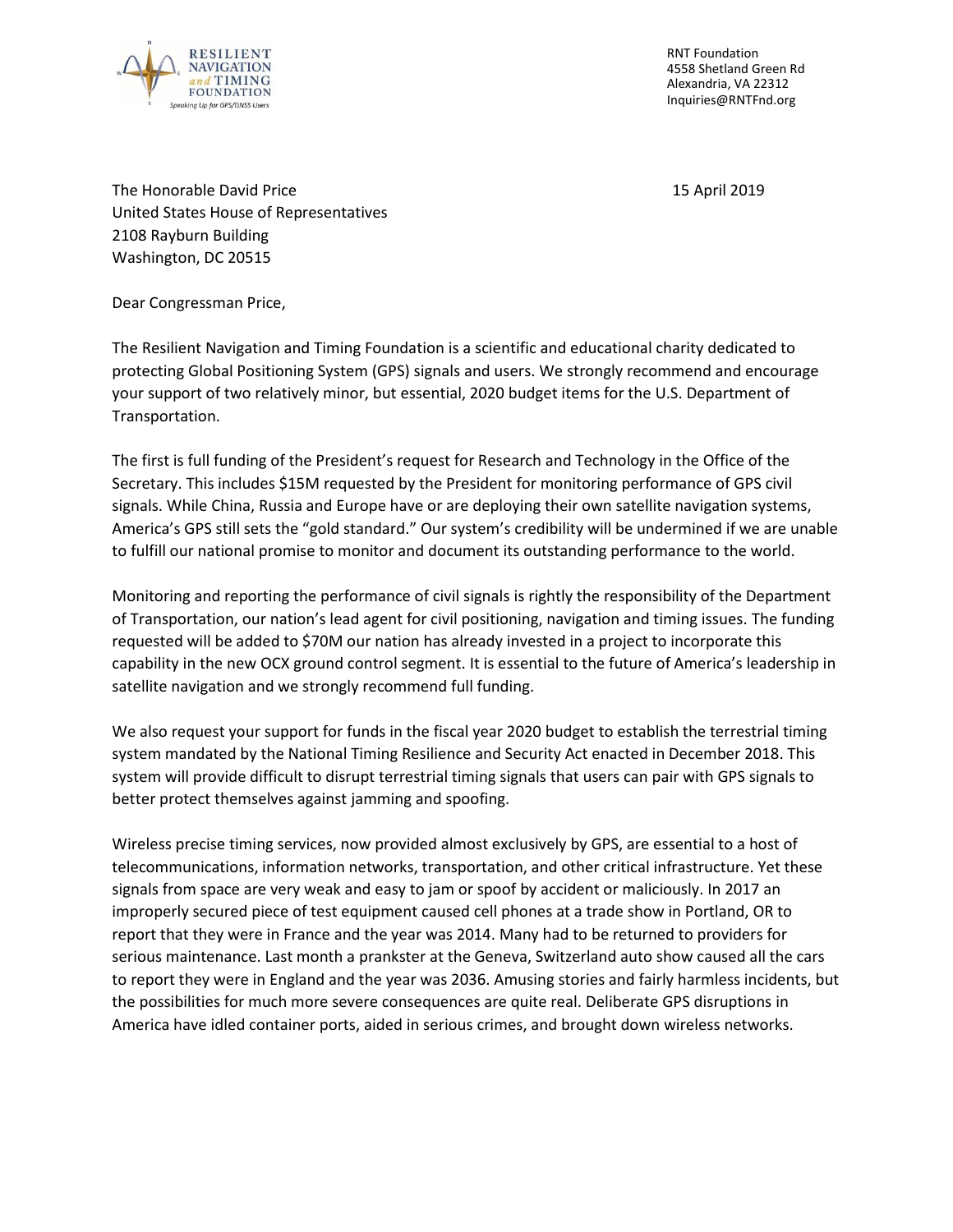RESILIENT NAVIGATION and TIMING FOUNDATION
Speaking Up for GPS/GNSS Users

RNT Foundation
4558 Shetland Green Rd
Alexandria, VA 22312
Inquiries@RNTFnd.org

The Honorable David Price
United States House of Representatives
2108 Rayburn Building
Washington, DC 20515

15 April 2019

Dear Congressman Price,

The Resilient Navigation and Timing Foundation is a scientific and educational charity dedicated to protecting Global Positioning System (GPS) signals and users. We strongly recommend and encourage your support of two relatively minor, but essential, 2020 budget items for the U.S. Department of Transportation.

The first is full funding of the President's request for Research and Technology in the Office of the Secretary. This includes $15M requested by the President for monitoring performance of GPS civil signals. While China, Russia and Europe have or are deploying their own satellite navigation systems, America's GPS still sets the "gold standard." Our system's credibility will be undermined if we are unable to fulfill our national promise to monitor and document its outstanding performance to the world.

Monitoring and reporting the performance of civil signals is rightly the responsibility of the Department of Transportation, our nation's lead agent for civil positioning, navigation and timing issues. The funding requested will be added to $70M our nation has already invested in a project to incorporate this capability in the new OCX ground control segment. It is essential to the future of America's leadership in satellite navigation and we strongly recommend full funding.

We also request your support for funds in the fiscal year 2020 budget to establish the terrestrial timing system mandated by the National Timing Resilience and Security Act enacted in December 2018. This system will provide difficult to disrupt terrestrial timing signals that users can pair with GPS signals to better protect themselves against jamming and spoofing.

Wireless precise timing services, now provided almost exclusively by GPS, are essential to a host of telecommunications, information networks, transportation, and other critical infrastructure. Yet these signals from space are very weak and easy to jam or spoof by accident or maliciously. In 2017 an improperly secured piece of test equipment caused cell phones at a trade show in Portland, OR to report that they were in France and the year was 2014. Many had to be returned to providers for serious maintenance. Last month a prankster at the Geneva, Switzerland auto show caused all the cars to report they were in England and the year was 2036. Amusing stories and fairly harmless incidents, but the possibilities for much more severe consequences are quite real. Deliberate GPS disruptions in America have idled container ports, aided in serious crimes, and brought down wireless networks.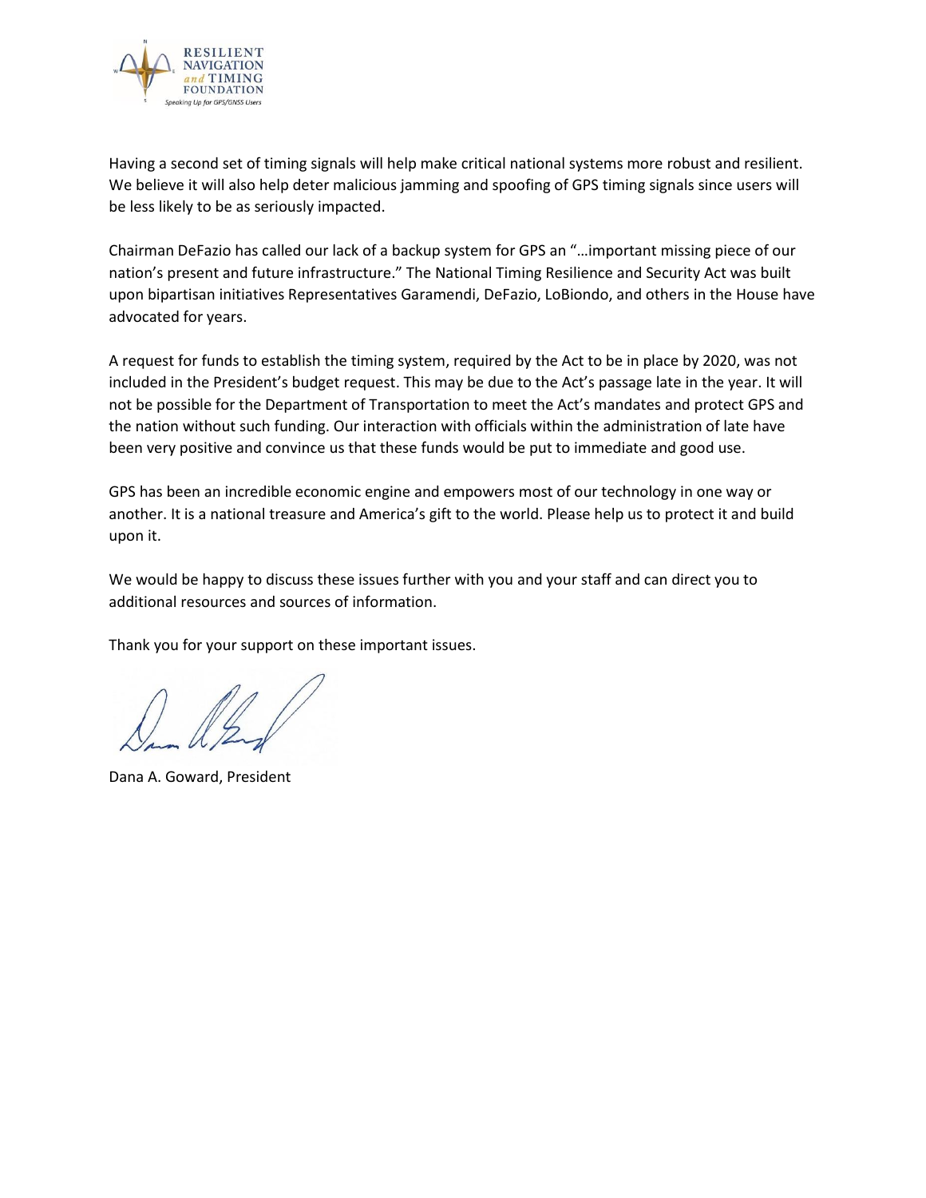Having a second set of timing signals will help make critical national systems more robust and resilient. We believe it will also help deter malicious jamming and spoofing of GPS timing signals since users will be less likely to be as seriously impacted.

Chairman DeFazio has called our lack of a backup system for GPS an "…important missing piece of our nation's present and future infrastructure." The National Timing Resilience and Security Act was built upon bipartisan initiatives Representatives Garamendi, DeFazio, LoBiondo, and others in the House have advocated for years.

A request for funds to establish the timing system, required by the Act to be in place by 2020, was not included in the President's budget request. This may be due to the Act's passage late in the year. It will not be possible for the Department of Transportation to meet the Act's mandates and protect GPS and the nation without such funding. Our interaction with officials within the administration of late have been very positive and convince us that these funds would be put to immediate and good use.

GPS has been an incredible economic engine and empowers most of our technology in one way or another. It is a national treasure and America's gift to the world. Please help us to protect it and build upon it.

We would be happy to discuss these issues further with you and your staff and can direct you to additional resources and sources of information.

Thank you for your support on these important issues.

Dana A. Goward, President